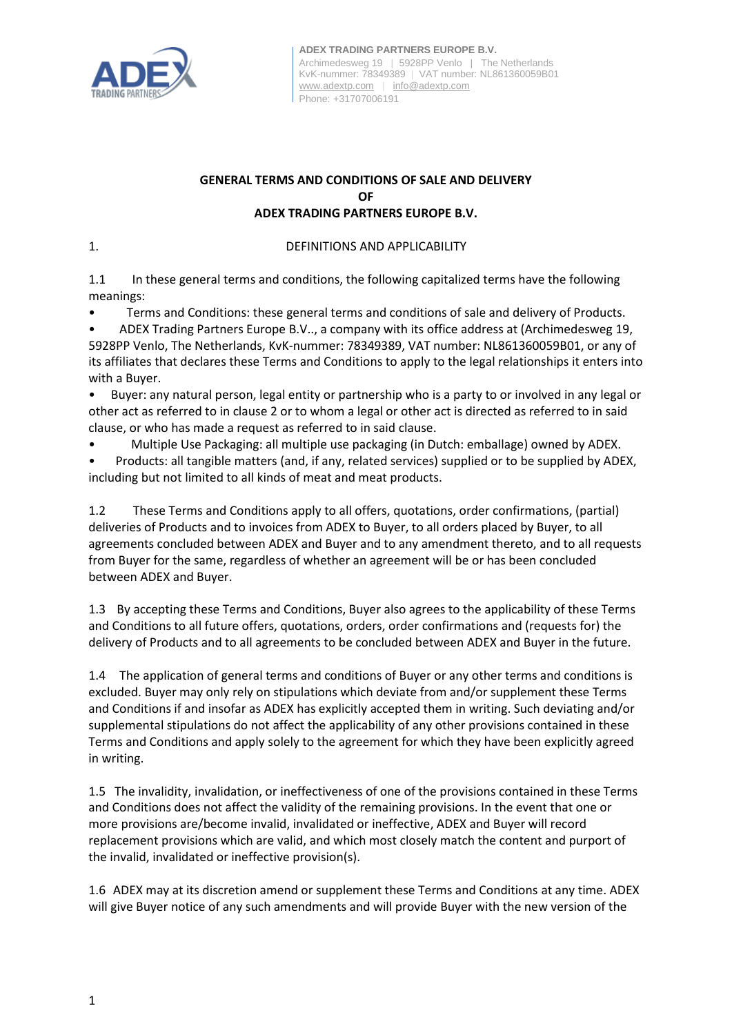ADEX TRADING PARTNERS EUROPE B.V.
Archimedesweg 19 | 5928PP Venlo | The Netherlands
KvK-nummer: 78349389 | VAT number: NL861360059B01
www.adextp.com | info@adextp.com
Phone: +31707006191

# GENERAL TERMS AND CONDITIONS OF SALE AND DELIVERY OF ADEX TRADING PARTNERS EUROPE B.V.

## 1. DEFINITIONS AND APPLICABILITY

1.1 In these general terms and conditions, the following capitalized terms have the following meanings:

- Terms and Conditions: these general terms and conditions of sale and delivery of Products.
- ADEX Trading Partners Europe B.V.., a company with its office address at (Archimedesweg 19, 5928PP Venlo, The Netherlands, KvK-nummer: 78349389, VAT number: NL861360059B01, or any of its affiliates that declares these Terms and Conditions to apply to the legal relationships it enters into with a Buyer.
- Buyer: any natural person, legal entity or partnership who is a party to or involved in any legal or other act as referred to in clause 2 or to whom a legal or other act is directed as referred to in said clause, or who has made a request as referred to in said clause.
- Multiple Use Packaging: all multiple use packaging (in Dutch: emballage) owned by ADEX.
- Products: all tangible matters (and, if any, related services) supplied or to be supplied by ADEX, including but not limited to all kinds of meat and meat products.

1.2 These Terms and Conditions apply to all offers, quotations, order confirmations, (partial) deliveries of Products and to invoices from ADEX to Buyer, to all orders placed by Buyer, to all agreements concluded between ADEX and Buyer and to any amendment thereto, and to all requests from Buyer for the same, regardless of whether an agreement will be or has been concluded between ADEX and Buyer.

1.3 By accepting these Terms and Conditions, Buyer also agrees to the applicability of these Terms and Conditions to all future offers, quotations, orders, order confirmations and (requests for) the delivery of Products and to all agreements to be concluded between ADEX and Buyer in the future.

1.4 The application of general terms and conditions of Buyer or any other terms and conditions is excluded. Buyer may only rely on stipulations which deviate from and/or supplement these Terms and Conditions if and insofar as ADEX has explicitly accepted them in writing. Such deviating and/or supplemental stipulations do not affect the applicability of any other provisions contained in these Terms and Conditions and apply solely to the agreement for which they have been explicitly agreed in writing.

1.5 The invalidity, invalidation, or ineffectiveness of one of the provisions contained in these Terms and Conditions does not affect the validity of the remaining provisions. In the event that one or more provisions are/become invalid, invalidated or ineffective, ADEX and Buyer will record replacement provisions which are valid, and which most closely match the content and purport of the invalid, invalidated or ineffective provision(s).

1.6 ADEX may at its discretion amend or supplement these Terms and Conditions at any time. ADEX will give Buyer notice of any such amendments and will provide Buyer with the new version of the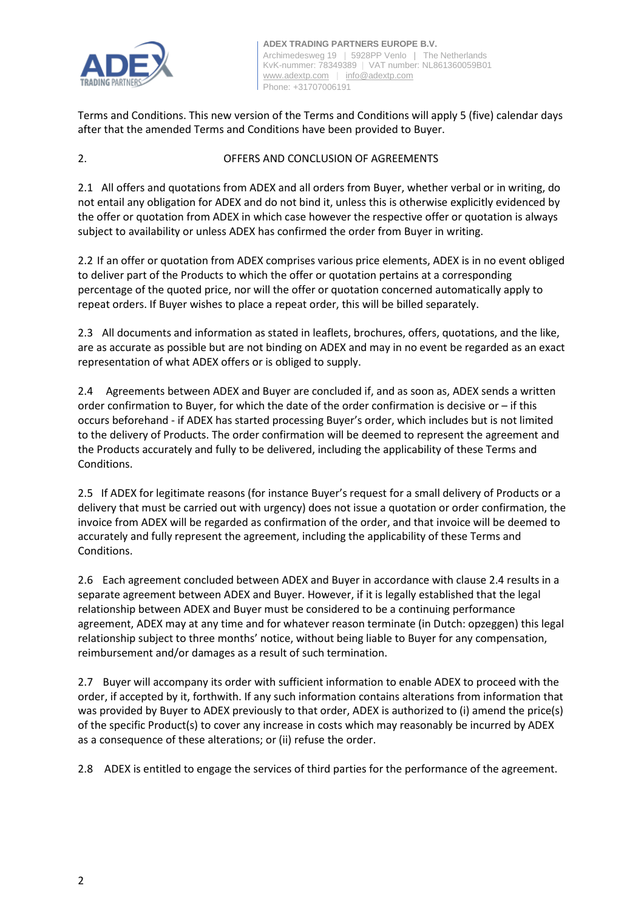Terms and Conditions. This new version of the Terms and Conditions will apply 5 (five) calendar days after that the amended Terms and Conditions have been provided to Buyer.

## 2. OFFERS AND CONCLUSION OF AGREEMENTS

2.1 All offers and quotations from ADEX and all orders from Buyer, whether verbal or in writing, do not entail any obligation for ADEX and do not bind it, unless this is otherwise explicitly evidenced by the offer or quotation from ADEX in which case however the respective offer or quotation is always subject to availability or unless ADEX has confirmed the order from Buyer in writing.

2.2 If an offer or quotation from ADEX comprises various price elements, ADEX is in no event obliged to deliver part of the Products to which the offer or quotation pertains at a corresponding percentage of the quoted price, nor will the offer or quotation concerned automatically apply to repeat orders. If Buyer wishes to place a repeat order, this will be billed separately.

2.3 All documents and information as stated in leaflets, brochures, offers, quotations, and the like, are as accurate as possible but are not binding on ADEX and may in no event be regarded as an exact representation of what ADEX offers or is obliged to supply.

2.4 Agreements between ADEX and Buyer are concluded if, and as soon as, ADEX sends a written order confirmation to Buyer, for which the date of the order confirmation is decisive or – if this occurs beforehand - if ADEX has started processing Buyer's order, which includes but is not limited to the delivery of Products. The order confirmation will be deemed to represent the agreement and the Products accurately and fully to be delivered, including the applicability of these Terms and Conditions.

2.5 If ADEX for legitimate reasons (for instance Buyer's request for a small delivery of Products or a delivery that must be carried out with urgency) does not issue a quotation or order confirmation, the invoice from ADEX will be regarded as confirmation of the order, and that invoice will be deemed to accurately and fully represent the agreement, including the applicability of these Terms and Conditions.

2.6 Each agreement concluded between ADEX and Buyer in accordance with clause 2.4 results in a separate agreement between ADEX and Buyer. However, if it is legally established that the legal relationship between ADEX and Buyer must be considered to be a continuing performance agreement, ADEX may at any time and for whatever reason terminate (in Dutch: opzeggen) this legal relationship subject to three months' notice, without being liable to Buyer for any compensation, reimbursement and/or damages as a result of such termination.

2.7 Buyer will accompany its order with sufficient information to enable ADEX to proceed with the order, if accepted by it, forthwith. If any such information contains alterations from information that was provided by Buyer to ADEX previously to that order, ADEX is authorized to (i) amend the price(s) of the specific Product(s) to cover any increase in costs which may reasonably be incurred by ADEX as a consequence of these alterations; or (ii) refuse the order.

2.8 ADEX is entitled to engage the services of third parties for the performance of the agreement.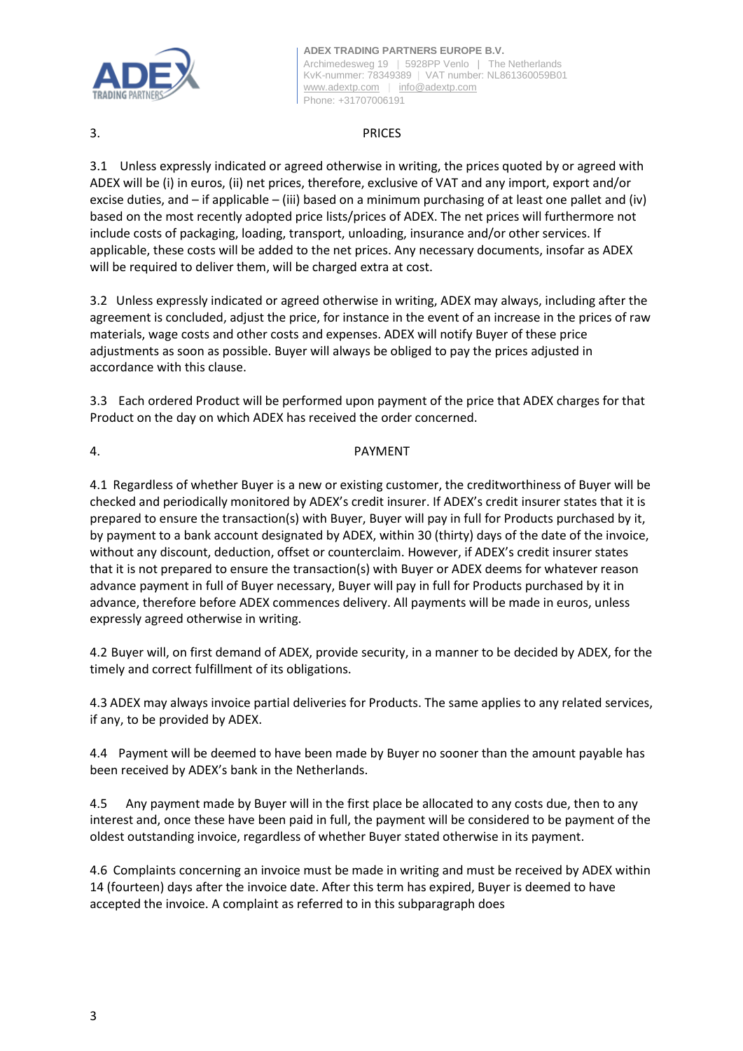## 3. PRICES

3.1 Unless expressly indicated or agreed otherwise in writing, the prices quoted by or agreed with ADEX will be (i) in euros, (ii) net prices, therefore, exclusive of VAT and any import, export and/or excise duties, and – if applicable – (iii) based on a minimum purchasing of at least one pallet and (iv) based on the most recently adopted price lists/prices of ADEX. The net prices will furthermore not include costs of packaging, loading, transport, unloading, insurance and/or other services. If applicable, these costs will be added to the net prices. Any necessary documents, insofar as ADEX will be required to deliver them, will be charged extra at cost.

3.2 Unless expressly indicated or agreed otherwise in writing, ADEX may always, including after the agreement is concluded, adjust the price, for instance in the event of an increase in the prices of raw materials, wage costs and other costs and expenses. ADEX will notify Buyer of these price adjustments as soon as possible. Buyer will always be obliged to pay the prices adjusted in accordance with this clause.

3.3 Each ordered Product will be performed upon payment of the price that ADEX charges for that Product on the day on which ADEX has received the order concerned.

## 4. PAYMENT

4.1 Regardless of whether Buyer is a new or existing customer, the creditworthiness of Buyer will be checked and periodically monitored by ADEX's credit insurer. If ADEX's credit insurer states that it is prepared to ensure the transaction(s) with Buyer, Buyer will pay in full for Products purchased by it, by payment to a bank account designated by ADEX, within 30 (thirty) days of the date of the invoice, without any discount, deduction, offset or counterclaim. However, if ADEX's credit insurer states that it is not prepared to ensure the transaction(s) with Buyer or ADEX deems for whatever reason advance payment in full of Buyer necessary, Buyer will pay in full for Products purchased by it in advance, therefore before ADEX commences delivery. All payments will be made in euros, unless expressly agreed otherwise in writing.

4.2 Buyer will, on first demand of ADEX, provide security, in a manner to be decided by ADEX, for the timely and correct fulfillment of its obligations.

4.3 ADEX may always invoice partial deliveries for Products. The same applies to any related services, if any, to be provided by ADEX.

4.4 Payment will be deemed to have been made by Buyer no sooner than the amount payable has been received by ADEX's bank in the Netherlands.

4.5 Any payment made by Buyer will in the first place be allocated to any costs due, then to any interest and, once these have been paid in full, the payment will be considered to be payment of the oldest outstanding invoice, regardless of whether Buyer stated otherwise in its payment.

4.6 Complaints concerning an invoice must be made in writing and must be received by ADEX within 14 (fourteen) days after the invoice date. After this term has expired, Buyer is deemed to have accepted the invoice. A complaint as referred to in this subparagraph does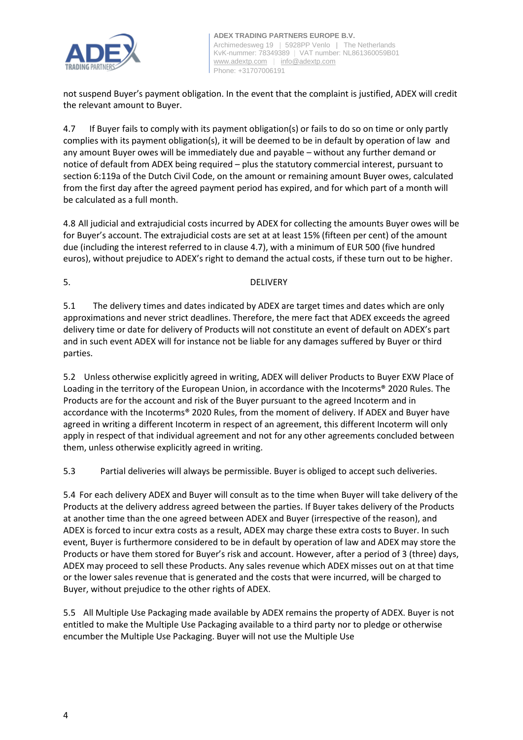not suspend Buyer's payment obligation. In the event that the complaint is justified, ADEX will credit the relevant amount to Buyer.

4.7 If Buyer fails to comply with its payment obligation(s) or fails to do so on time or only partly complies with its payment obligation(s), it will be deemed to be in default by operation of law and any amount Buyer owes will be immediately due and payable – without any further demand or notice of default from ADEX being required – plus the statutory commercial interest, pursuant to section 6:119a of the Dutch Civil Code, on the amount or remaining amount Buyer owes, calculated from the first day after the agreed payment period has expired, and for which part of a month will be calculated as a full month.

4.8 All judicial and extrajudicial costs incurred by ADEX for collecting the amounts Buyer owes will be for Buyer's account. The extrajudicial costs are set at at least 15% (fifteen per cent) of the amount due (including the interest referred to in clause 4.7), with a minimum of EUR 500 (five hundred euros), without prejudice to ADEX's right to demand the actual costs, if these turn out to be higher.

## 5. DELIVERY

5.1 The delivery times and dates indicated by ADEX are target times and dates which are only approximations and never strict deadlines. Therefore, the mere fact that ADEX exceeds the agreed delivery time or date for delivery of Products will not constitute an event of default on ADEX's part and in such event ADEX will for instance not be liable for any damages suffered by Buyer or third parties.

5.2 Unless otherwise explicitly agreed in writing, ADEX will deliver Products to Buyer EXW Place of Loading in the territory of the European Union, in accordance with the Incoterms® 2020 Rules. The Products are for the account and risk of the Buyer pursuant to the agreed Incoterm and in accordance with the Incoterms® 2020 Rules, from the moment of delivery. If ADEX and Buyer have agreed in writing a different Incoterm in respect of an agreement, this different Incoterm will only apply in respect of that individual agreement and not for any other agreements concluded between them, unless otherwise explicitly agreed in writing.

5.3 Partial deliveries will always be permissible. Buyer is obliged to accept such deliveries.

5.4 For each delivery ADEX and Buyer will consult as to the time when Buyer will take delivery of the Products at the delivery address agreed between the parties. If Buyer takes delivery of the Products at another time than the one agreed between ADEX and Buyer (irrespective of the reason), and ADEX is forced to incur extra costs as a result, ADEX may charge these extra costs to Buyer. In such event, Buyer is furthermore considered to be in default by operation of law and ADEX may store the Products or have them stored for Buyer's risk and account. However, after a period of 3 (three) days, ADEX may proceed to sell these Products. Any sales revenue which ADEX misses out on at that time or the lower sales revenue that is generated and the costs that were incurred, will be charged to Buyer, without prejudice to the other rights of ADEX.

5.5 All Multiple Use Packaging made available by ADEX remains the property of ADEX. Buyer is not entitled to make the Multiple Use Packaging available to a third party nor to pledge or otherwise encumber the Multiple Use Packaging. Buyer will not use the Multiple Use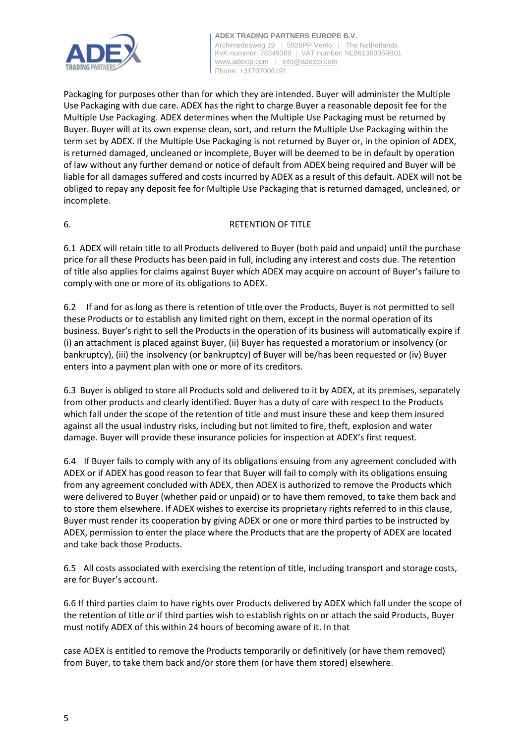Packaging for purposes other than for which they are intended. Buyer will administer the Multiple Use Packaging with due care. ADEX has the right to charge Buyer a reasonable deposit fee for the Multiple Use Packaging. ADEX determines when the Multiple Use Packaging must be returned by Buyer. Buyer will at its own expense clean, sort, and return the Multiple Use Packaging within the term set by ADEX. If the Multiple Use Packaging is not returned by Buyer or, in the opinion of ADEX, is returned damaged, uncleaned or incomplete, Buyer will be deemed to be in default by operation of law without any further demand or notice of default from ADEX being required and Buyer will be liable for all damages suffered and costs incurred by ADEX as a result of this default. ADEX will not be obliged to repay any deposit fee for Multiple Use Packaging that is returned damaged, uncleaned, or incomplete.

## 6. RETENTION OF TITLE

6.1 ADEX will retain title to all Products delivered to Buyer (both paid and unpaid) until the purchase price for all these Products has been paid in full, including any interest and costs due. The retention of title also applies for claims against Buyer which ADEX may acquire on account of Buyer's failure to comply with one or more of its obligations to ADEX.

6.2 If and for as long as there is retention of title over the Products, Buyer is not permitted to sell these Products or to establish any limited right on them, except in the normal operation of its business. Buyer's right to sell the Products in the operation of its business will automatically expire if (i) an attachment is placed against Buyer, (ii) Buyer has requested a moratorium or insolvency (or bankruptcy), (iii) the insolvency (or bankruptcy) of Buyer will be/has been requested or (iv) Buyer enters into a payment plan with one or more of its creditors.

6.3 Buyer is obliged to store all Products sold and delivered to it by ADEX, at its premises, separately from other products and clearly identified. Buyer has a duty of care with respect to the Products which fall under the scope of the retention of title and must insure these and keep them insured against all the usual industry risks, including but not limited to fire, theft, explosion and water damage. Buyer will provide these insurance policies for inspection at ADEX's first request.

6.4 If Buyer fails to comply with any of its obligations ensuing from any agreement concluded with ADEX or if ADEX has good reason to fear that Buyer will fail to comply with its obligations ensuing from any agreement concluded with ADEX, then ADEX is authorized to remove the Products which were delivered to Buyer (whether paid or unpaid) or to have them removed, to take them back and to store them elsewhere. If ADEX wishes to exercise its proprietary rights referred to in this clause, Buyer must render its cooperation by giving ADEX or one or more third parties to be instructed by ADEX, permission to enter the place where the Products that are the property of ADEX are located and take back those Products.

6.5 All costs associated with exercising the retention of title, including transport and storage costs, are for Buyer's account.

6.6 If third parties claim to have rights over Products delivered by ADEX which fall under the scope of the retention of title or if third parties wish to establish rights on or attach the said Products, Buyer must notify ADEX of this within 24 hours of becoming aware of it. In that case ADEX is entitled to remove the Products temporarily or definitively (or have them removed) from Buyer, to take them back and/or store them (or have them stored) elsewhere.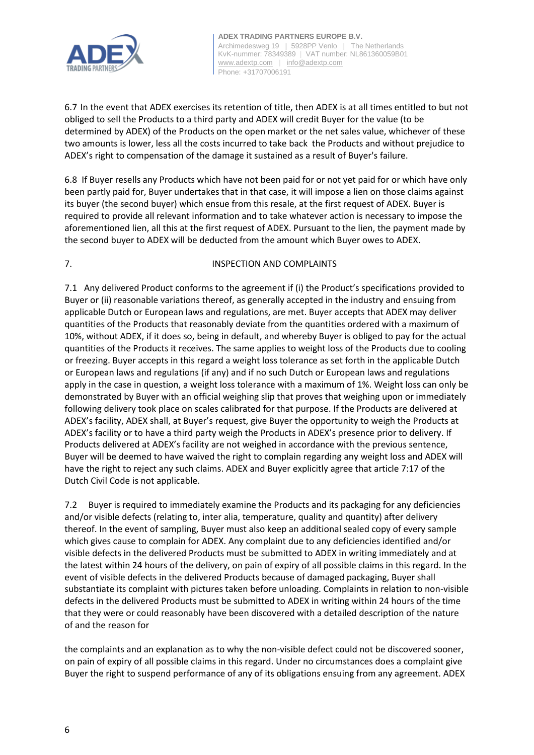6.7 In the event that ADEX exercises its retention of title, then ADEX is at all times entitled to but not obliged to sell the Products to a third party and ADEX will credit Buyer for the value (to be determined by ADEX) of the Products on the open market or the net sales value, whichever of these two amounts is lower, less all the costs incurred to take back the Products and without prejudice to ADEX's right to compensation of the damage it sustained as a result of Buyer's failure.

6.8 If Buyer resells any Products which have not been paid for or not yet paid for or which have only been partly paid for, Buyer undertakes that in that case, it will impose a lien on those claims against its buyer (the second buyer) which ensue from this resale, at the first request of ADEX. Buyer is required to provide all relevant information and to take whatever action is necessary to impose the aforementioned lien, all this at the first request of ADEX. Pursuant to the lien, the payment made by the second buyer to ADEX will be deducted from the amount which Buyer owes to ADEX.

## 7. INSPECTION AND COMPLAINTS

7.1 Any delivered Product conforms to the agreement if (i) the Product's specifications provided to Buyer or (ii) reasonable variations thereof, as generally accepted in the industry and ensuing from applicable Dutch or European laws and regulations, are met. Buyer accepts that ADEX may deliver quantities of the Products that reasonably deviate from the quantities ordered with a maximum of 10%, without ADEX, if it does so, being in default, and whereby Buyer is obliged to pay for the actual quantities of the Products it receives. The same applies to weight loss of the Products due to cooling or freezing. Buyer accepts in this regard a weight loss tolerance as set forth in the applicable Dutch or European laws and regulations (if any) and if no such Dutch or European laws and regulations apply in the case in question, a weight loss tolerance with a maximum of 1%. Weight loss can only be demonstrated by Buyer with an official weighing slip that proves that weighing upon or immediately following delivery took place on scales calibrated for that purpose. If the Products are delivered at ADEX's facility, ADEX shall, at Buyer's request, give Buyer the opportunity to weigh the Products at ADEX's facility or to have a third party weigh the Products in ADEX's presence prior to delivery. If Products delivered at ADEX's facility are not weighed in accordance with the previous sentence, Buyer will be deemed to have waived the right to complain regarding any weight loss and ADEX will have the right to reject any such claims. ADEX and Buyer explicitly agree that article 7:17 of the Dutch Civil Code is not applicable.

7.2 Buyer is required to immediately examine the Products and its packaging for any deficiencies and/or visible defects (relating to, inter alia, temperature, quality and quantity) after delivery thereof. In the event of sampling, Buyer must also keep an additional sealed copy of every sample which gives cause to complain for ADEX. Any complaint due to any deficiencies identified and/or visible defects in the delivered Products must be submitted to ADEX in writing immediately and at the latest within 24 hours of the delivery, on pain of expiry of all possible claims in this regard. In the event of visible defects in the delivered Products because of damaged packaging, Buyer shall substantiate its complaint with pictures taken before unloading. Complaints in relation to non-visible defects in the delivered Products must be submitted to ADEX in writing within 24 hours of the time that they were or could reasonably have been discovered with a detailed description of the nature of and the reason for the complaints and an explanation as to why the non-visible defect could not be discovered sooner, on pain of expiry of all possible claims in this regard. Under no circumstances does a complaint give Buyer the right to suspend performance of any of its obligations ensuing from any agreement. ADEX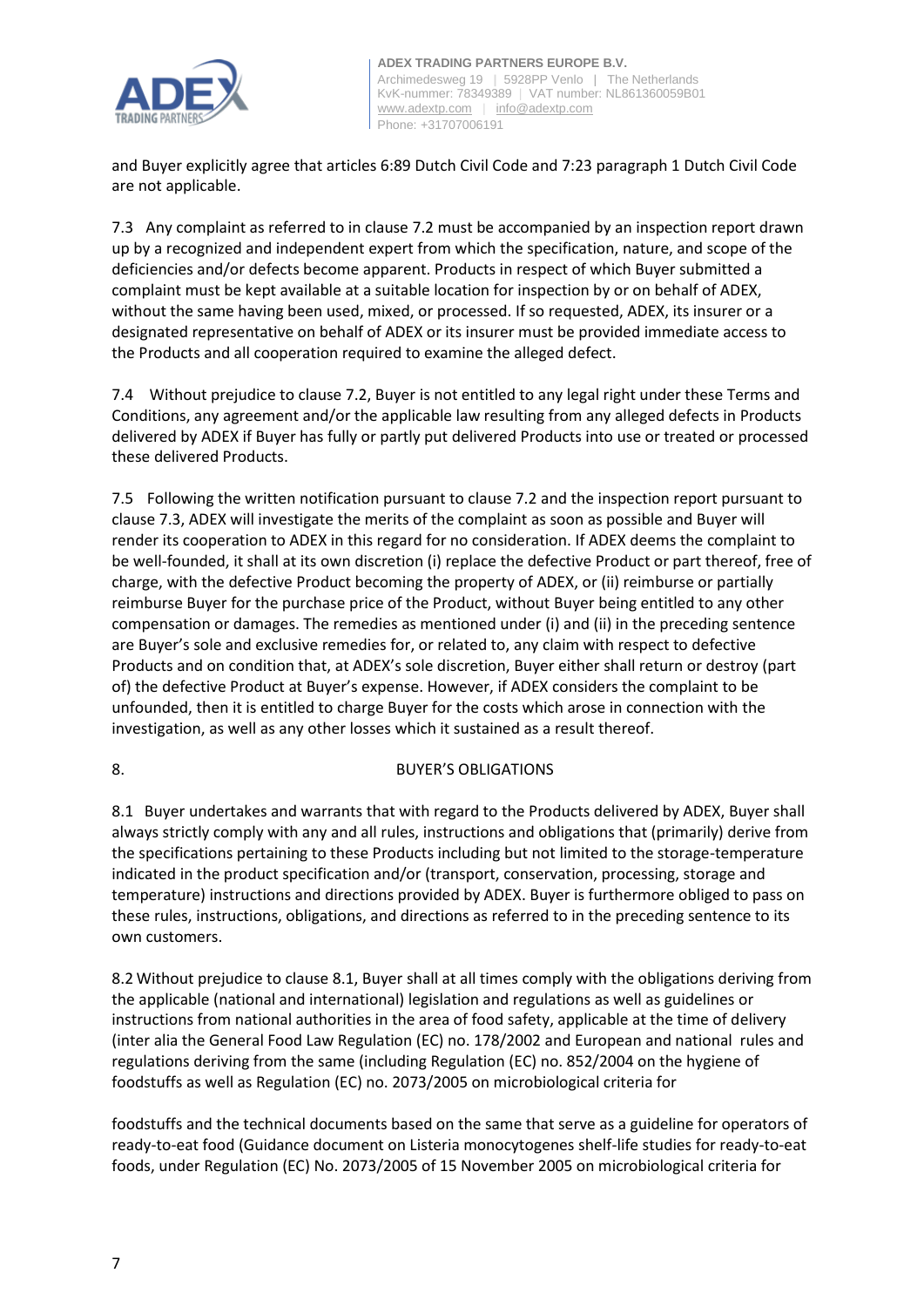and Buyer explicitly agree that articles 6:89 Dutch Civil Code and 7:23 paragraph 1 Dutch Civil Code are not applicable.

7.3 Any complaint as referred to in clause 7.2 must be accompanied by an inspection report drawn up by a recognized and independent expert from which the specification, nature, and scope of the deficiencies and/or defects become apparent. Products in respect of which Buyer submitted a complaint must be kept available at a suitable location for inspection by or on behalf of ADEX, without the same having been used, mixed, or processed. If so requested, ADEX, its insurer or a designated representative on behalf of ADEX or its insurer must be provided immediate access to the Products and all cooperation required to examine the alleged defect.

7.4 Without prejudice to clause 7.2, Buyer is not entitled to any legal right under these Terms and Conditions, any agreement and/or the applicable law resulting from any alleged defects in Products delivered by ADEX if Buyer has fully or partly put delivered Products into use or treated or processed these delivered Products.

7.5 Following the written notification pursuant to clause 7.2 and the inspection report pursuant to clause 7.3, ADEX will investigate the merits of the complaint as soon as possible and Buyer will render its cooperation to ADEX in this regard for no consideration. If ADEX deems the complaint to be well-founded, it shall at its own discretion (i) replace the defective Product or part thereof, free of charge, with the defective Product becoming the property of ADEX, or (ii) reimburse or partially reimburse Buyer for the purchase price of the Product, without Buyer being entitled to any other compensation or damages. The remedies as mentioned under (i) and (ii) in the preceding sentence are Buyer's sole and exclusive remedies for, or related to, any claim with respect to defective Products and on condition that, at ADEX's sole discretion, Buyer either shall return or destroy (part of) the defective Product at Buyer's expense. However, if ADEX considers the complaint to be unfounded, then it is entitled to charge Buyer for the costs which arose in connection with the investigation, as well as any other losses which it sustained as a result thereof.

## 8. BUYER'S OBLIGATIONS

8.1 Buyer undertakes and warrants that with regard to the Products delivered by ADEX, Buyer shall always strictly comply with any and all rules, instructions and obligations that (primarily) derive from the specifications pertaining to these Products including but not limited to the storage-temperature indicated in the product specification and/or (transport, conservation, processing, storage and temperature) instructions and directions provided by ADEX. Buyer is furthermore obliged to pass on these rules, instructions, obligations, and directions as referred to in the preceding sentence to its own customers.

8.2 Without prejudice to clause 8.1, Buyer shall at all times comply with the obligations deriving from the applicable (national and international) legislation and regulations as well as guidelines or instructions from national authorities in the area of food safety, applicable at the time of delivery (inter alia the General Food Law Regulation (EC) no. 178/2002 and European and national rules and regulations deriving from the same (including Regulation (EC) no. 852/2004 on the hygiene of foodstuffs as well as Regulation (EC) no. 2073/2005 on microbiological criteria for foodstuffs and the technical documents based on the same that serve as a guideline for operators of ready-to-eat food (Guidance document on Listeria monocytogenes shelf-life studies for ready-to-eat foods, under Regulation (EC) No. 2073/2005 of 15 November 2005 on microbiological criteria for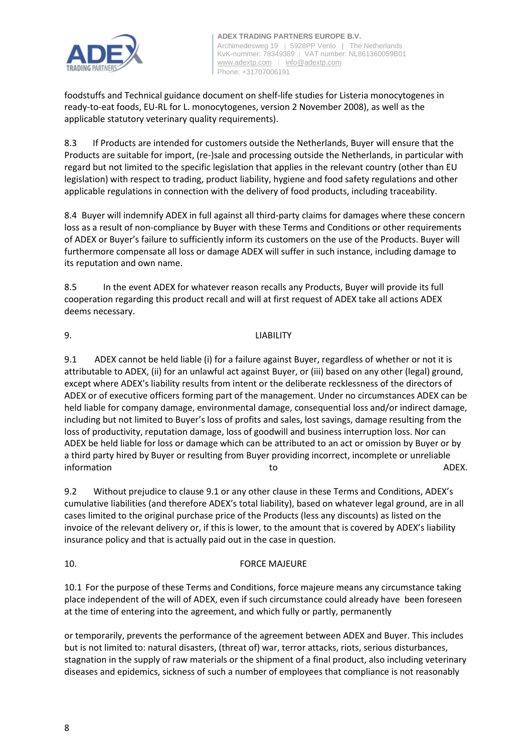foodstuffs and Technical guidance document on shelf-life studies for Listeria monocytogenes in ready-to-eat foods, EU-RL for L. monocytogenes, version 2 November 2008), as well as the applicable statutory veterinary quality requirements).

8.3 If Products are intended for customers outside the Netherlands, Buyer will ensure that the Products are suitable for import, (re-)sale and processing outside the Netherlands, in particular with regard but not limited to the specific legislation that applies in the relevant country (other than EU legislation) with respect to trading, product liability, hygiene and food safety regulations and other applicable regulations in connection with the delivery of food products, including traceability.

8.4 Buyer will indemnify ADEX in full against all third-party claims for damages where these concern loss as a result of non-compliance by Buyer with these Terms and Conditions or other requirements of ADEX or Buyer's failure to sufficiently inform its customers on the use of the Products. Buyer will furthermore compensate all loss or damage ADEX will suffer in such instance, including damage to its reputation and own name.

8.5 In the event ADEX for whatever reason recalls any Products, Buyer will provide its full cooperation regarding this product recall and will at first request of ADEX take all actions ADEX deems necessary.

## 9. LIABILITY

9.1 ADEX cannot be held liable (i) for a failure against Buyer, regardless of whether or not it is attributable to ADEX, (ii) for an unlawful act against Buyer, or (iii) based on any other (legal) ground, except where ADEX's liability results from intent or the deliberate recklessness of the directors of ADEX or of executive officers forming part of the management. Under no circumstances ADEX can be held liable for company damage, environmental damage, consequential loss and/or indirect damage, including but not limited to Buyer's loss of profits and sales, lost savings, damage resulting from the loss of productivity, reputation damage, loss of goodwill and business interruption loss. Nor can ADEX be held liable for loss or damage which can be attributed to an act or omission by Buyer or by a third party hired by Buyer or resulting from Buyer providing incorrect, incomplete or unreliable information to ADEX.

9.2 Without prejudice to clause 9.1 or any other clause in these Terms and Conditions, ADEX's cumulative liabilities (and therefore ADEX's total liability), based on whatever legal ground, are in all cases limited to the original purchase price of the Products (less any discounts) as listed on the invoice of the relevant delivery or, if this is lower, to the amount that is covered by ADEX's liability insurance policy and that is actually paid out in the case in question.

## 10. FORCE MAJEURE

10.1 For the purpose of these Terms and Conditions, force majeure means any circumstance taking place independent of the will of ADEX, even if such circumstance could already have been foreseen at the time of entering into the agreement, and which fully or partly, permanently or temporarily, prevents the performance of the agreement between ADEX and Buyer. This includes but is not limited to: natural disasters, (threat of) war, terror attacks, riots, serious disturbances, stagnation in the supply of raw materials or the shipment of a final product, also including veterinary diseases and epidemics, sickness of such a number of employees that compliance is not reasonably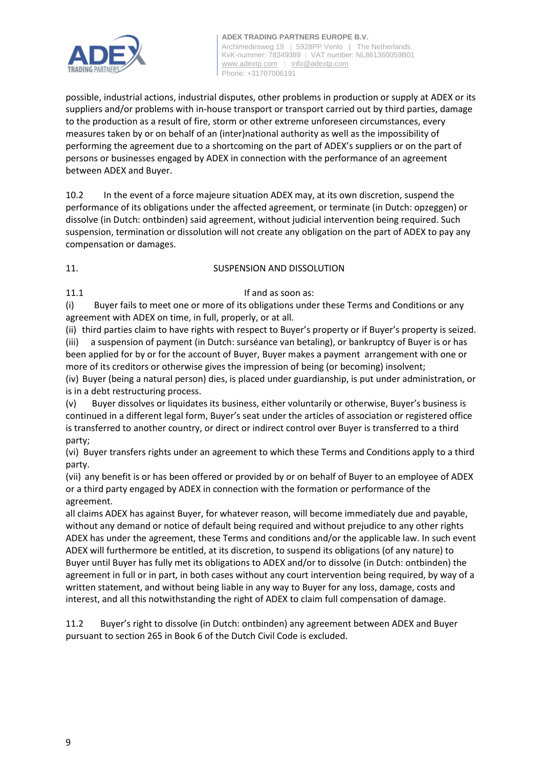possible, industrial actions, industrial disputes, other problems in production or supply at ADEX or its suppliers and/or problems with in-house transport or transport carried out by third parties, damage to the production as a result of fire, storm or other extreme unforeseen circumstances, every measures taken by or on behalf of an (inter)national authority as well as the impossibility of performing the agreement due to a shortcoming on the part of ADEX's suppliers or on the part of persons or businesses engaged by ADEX in connection with the performance of an agreement between ADEX and Buyer.

10.2 In the event of a force majeure situation ADEX may, at its own discretion, suspend the performance of its obligations under the affected agreement, or terminate (in Dutch: opzeggen) or dissolve (in Dutch: ontbinden) said agreement, without judicial intervention being required. Such suspension, termination or dissolution will not create any obligation on the part of ADEX to pay any compensation or damages.

## 11. SUSPENSION AND DISSOLUTION

11.1 If and as soon as:

(i) Buyer fails to meet one or more of its obligations under these Terms and Conditions or any agreement with ADEX on time, in full, properly, or at all.

(ii) third parties claim to have rights with respect to Buyer's property or if Buyer's property is seized.

(iii) a suspension of payment (in Dutch: surséance van betaling), or bankruptcy of Buyer is or has been applied for by or for the account of Buyer, Buyer makes a payment arrangement with one or more of its creditors or otherwise gives the impression of being (or becoming) insolvent;

(iv) Buyer (being a natural person) dies, is placed under guardianship, is put under administration, or is in a debt restructuring process.

(v) Buyer dissolves or liquidates its business, either voluntarily or otherwise, Buyer's business is continued in a different legal form, Buyer's seat under the articles of association or registered office is transferred to another country, or direct or indirect control over Buyer is transferred to a third party;

(vi) Buyer transfers rights under an agreement to which these Terms and Conditions apply to a third party.

(vii) any benefit is or has been offered or provided by or on behalf of Buyer to an employee of ADEX or a third party engaged by ADEX in connection with the formation or performance of the agreement.

all claims ADEX has against Buyer, for whatever reason, will become immediately due and payable, without any demand or notice of default being required and without prejudice to any other rights ADEX has under the agreement, these Terms and conditions and/or the applicable law. In such event ADEX will furthermore be entitled, at its discretion, to suspend its obligations (of any nature) to Buyer until Buyer has fully met its obligations to ADEX and/or to dissolve (in Dutch: ontbinden) the agreement in full or in part, in both cases without any court intervention being required, by way of a written statement, and without being liable in any way to Buyer for any loss, damage, costs and interest, and all this notwithstanding the right of ADEX to claim full compensation of damage.

11.2 Buyer's right to dissolve (in Dutch: ontbinden) any agreement between ADEX and Buyer pursuant to section 265 in Book 6 of the Dutch Civil Code is excluded.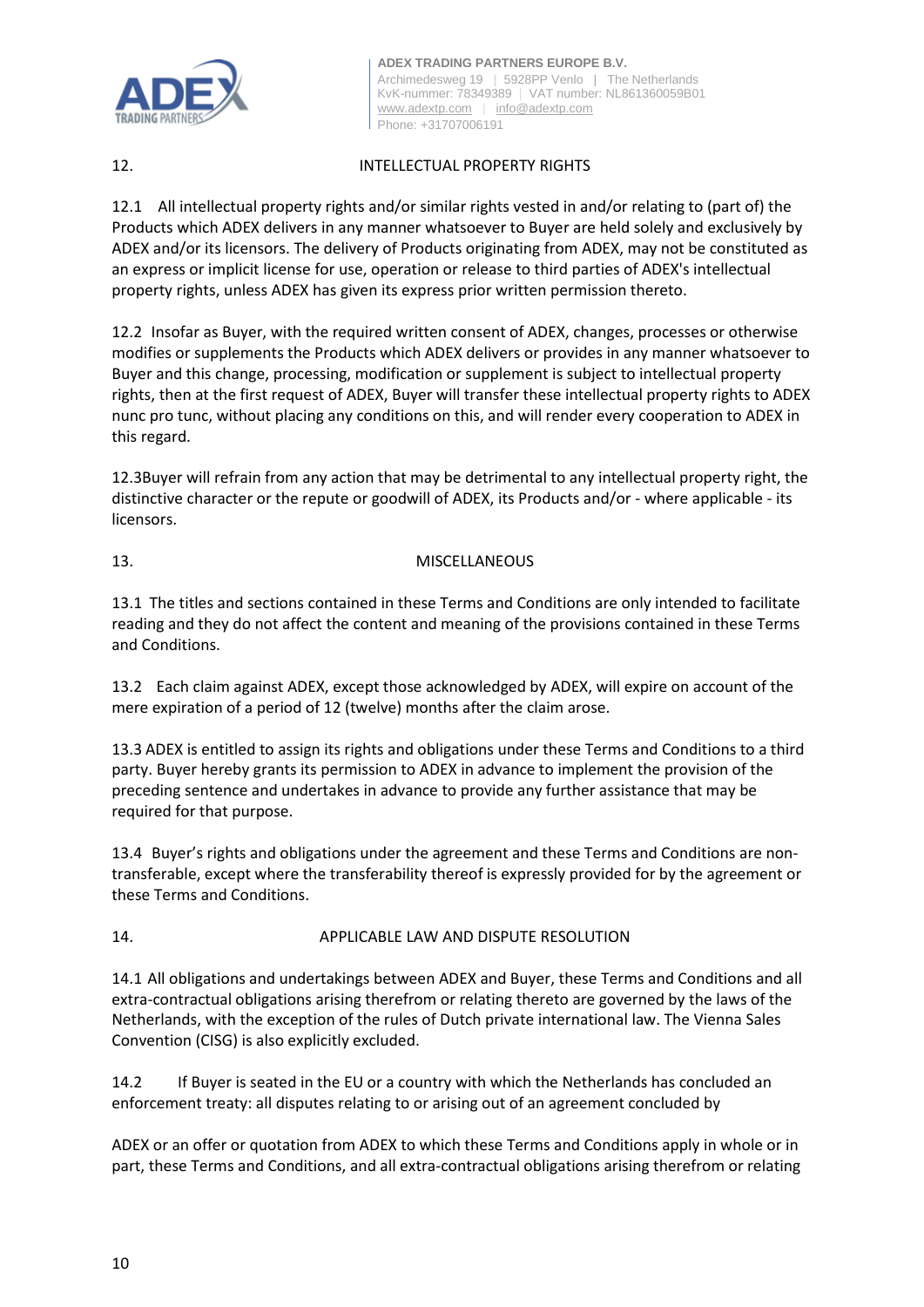## 12. INTELLECTUAL PROPERTY RIGHTS

12.1 All intellectual property rights and/or similar rights vested in and/or relating to (part of) the Products which ADEX delivers in any manner whatsoever to Buyer are held solely and exclusively by ADEX and/or its licensors. The delivery of Products originating from ADEX, may not be constituted as an express or implicit license for use, operation or release to third parties of ADEX's intellectual property rights, unless ADEX has given its express prior written permission thereto.

12.2 Insofar as Buyer, with the required written consent of ADEX, changes, processes or otherwise modifies or supplements the Products which ADEX delivers or provides in any manner whatsoever to Buyer and this change, processing, modification or supplement is subject to intellectual property rights, then at the first request of ADEX, Buyer will transfer these intellectual property rights to ADEX nunc pro tunc, without placing any conditions on this, and will render every cooperation to ADEX in this regard.

12.3Buyer will refrain from any action that may be detrimental to any intellectual property right, the distinctive character or the repute or goodwill of ADEX, its Products and/or - where applicable - its licensors.

## 13. MISCELLANEOUS

13.1 The titles and sections contained in these Terms and Conditions are only intended to facilitate reading and they do not affect the content and meaning of the provisions contained in these Terms and Conditions.

13.2 Each claim against ADEX, except those acknowledged by ADEX, will expire on account of the mere expiration of a period of 12 (twelve) months after the claim arose.

13.3 ADEX is entitled to assign its rights and obligations under these Terms and Conditions to a third party. Buyer hereby grants its permission to ADEX in advance to implement the provision of the preceding sentence and undertakes in advance to provide any further assistance that may be required for that purpose.

13.4 Buyer's rights and obligations under the agreement and these Terms and Conditions are non-transferable, except where the transferability thereof is expressly provided for by the agreement or these Terms and Conditions.

## 14. APPLICABLE LAW AND DISPUTE RESOLUTION

14.1 All obligations and undertakings between ADEX and Buyer, these Terms and Conditions and all extra-contractual obligations arising therefrom or relating thereto are governed by the laws of the Netherlands, with the exception of the rules of Dutch private international law. The Vienna Sales Convention (CISG) is also explicitly excluded.

14.2 If Buyer is seated in the EU or a country with which the Netherlands has concluded an enforcement treaty: all disputes relating to or arising out of an agreement concluded by ADEX or an offer or quotation from ADEX to which these Terms and Conditions apply in whole or in part, these Terms and Conditions, and all extra-contractual obligations arising therefrom or relating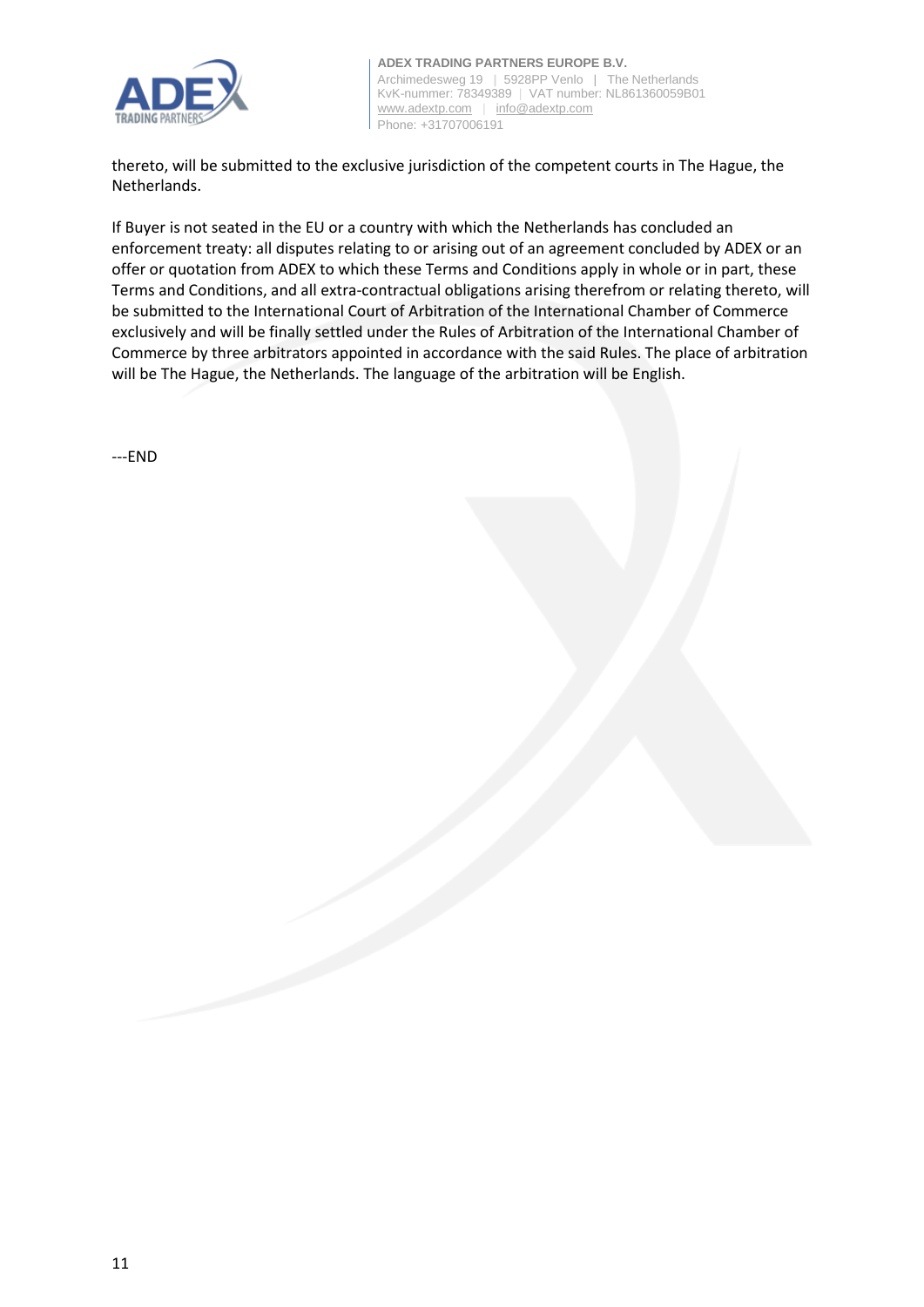thereto, will be submitted to the exclusive jurisdiction of the competent courts in The Hague, the Netherlands.

If Buyer is not seated in the EU or a country with which the Netherlands has concluded an enforcement treaty: all disputes relating to or arising out of an agreement concluded by ADEX or an offer or quotation from ADEX to which these Terms and Conditions apply in whole or in part, these Terms and Conditions, and all extra-contractual obligations arising therefrom or relating thereto, will be submitted to the International Court of Arbitration of the International Chamber of Commerce exclusively and will be finally settled under the Rules of Arbitration of the International Chamber of Commerce by three arbitrators appointed in accordance with the said Rules. The place of arbitration will be The Hague, the Netherlands. The language of the arbitration will be English.

---END